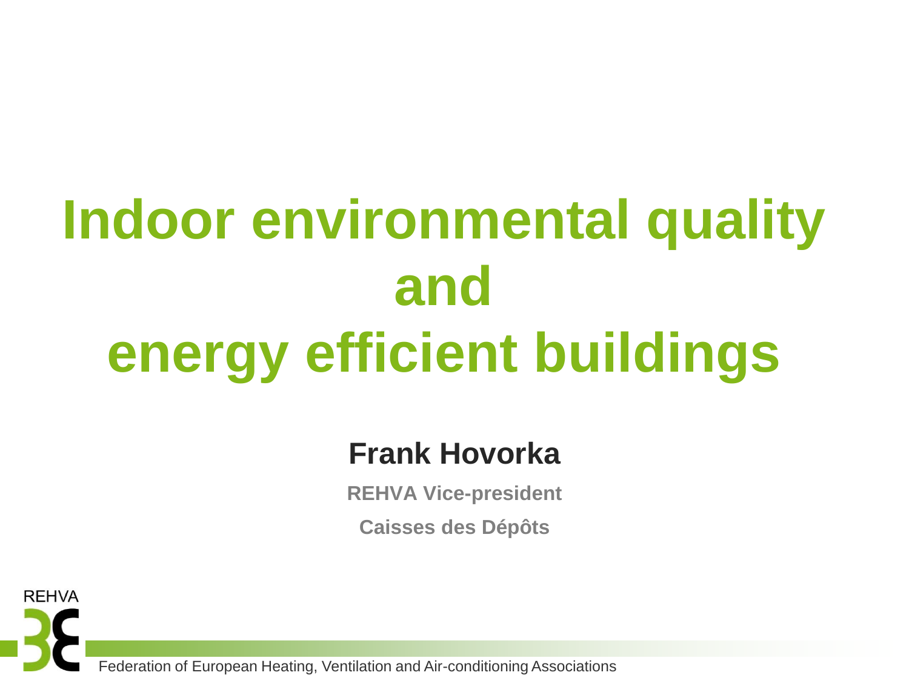# Indoor environmental quality and energy efficient buildings

**Frank Hovorka**

**REHVA Vice-president**

**Caisses des Dépôts**

REHVA

Federation of European Heating, Ventilation and Air-conditioning Associations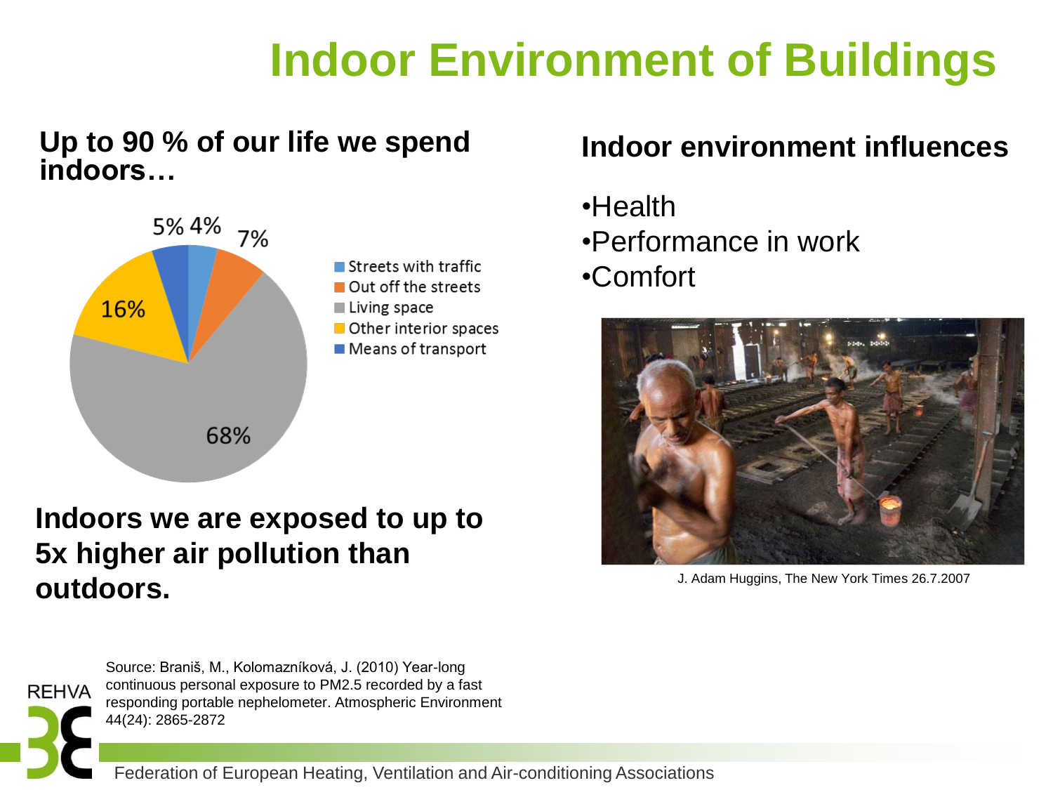# Indoor Environment of Buildings

**Up to 90 % of our life we spend indoors…**

- Streets with traffic: 4%
- Out off the streets: 7%
- Living space: 68%
- Other interior spaces: 16%
- Means of transport: 5%

**Indoors we are exposed to up to 5x higher air pollution than outdoors.**

**Indoor environment influences**

- Health
- Performance in work
- Comfort

J. Adam Huggins, The New York Times 26.7.2007

Source: Braniš, M., Kolomazníková, J. (2010) Year-long continuous personal exposure to PM2.5 recorded by a fast responding portable nephelometer. Atmospheric Environment 44(24): 2865-2872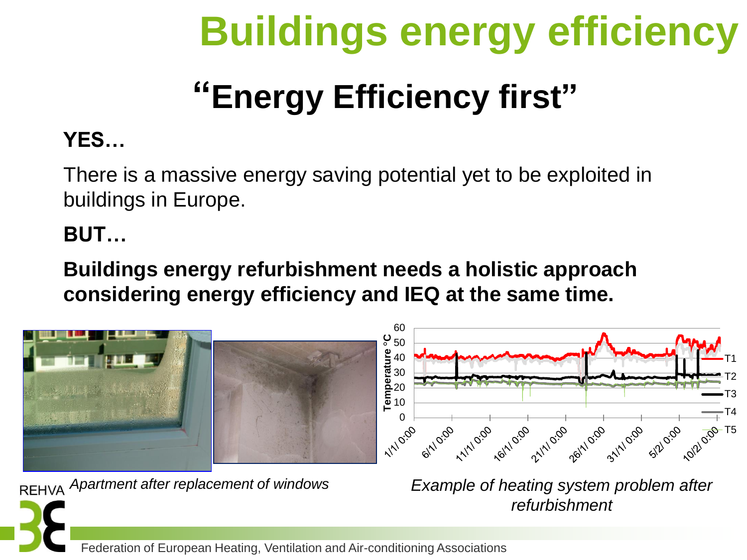# Buildings energy efficiency

## "Energy Efficiency first"

**YES…**

There is a massive energy saving potential yet to be exploited in buildings in Europe.

**BUT…**

**Buildings energy refurbishment needs a holistic approach considering energy efficiency and IEQ at the same time.**

*Apartment after replacement of windows*

*Example of heating system problem after refurbishment*

Federation of European Heating, Ventilation and Air-conditioning Associations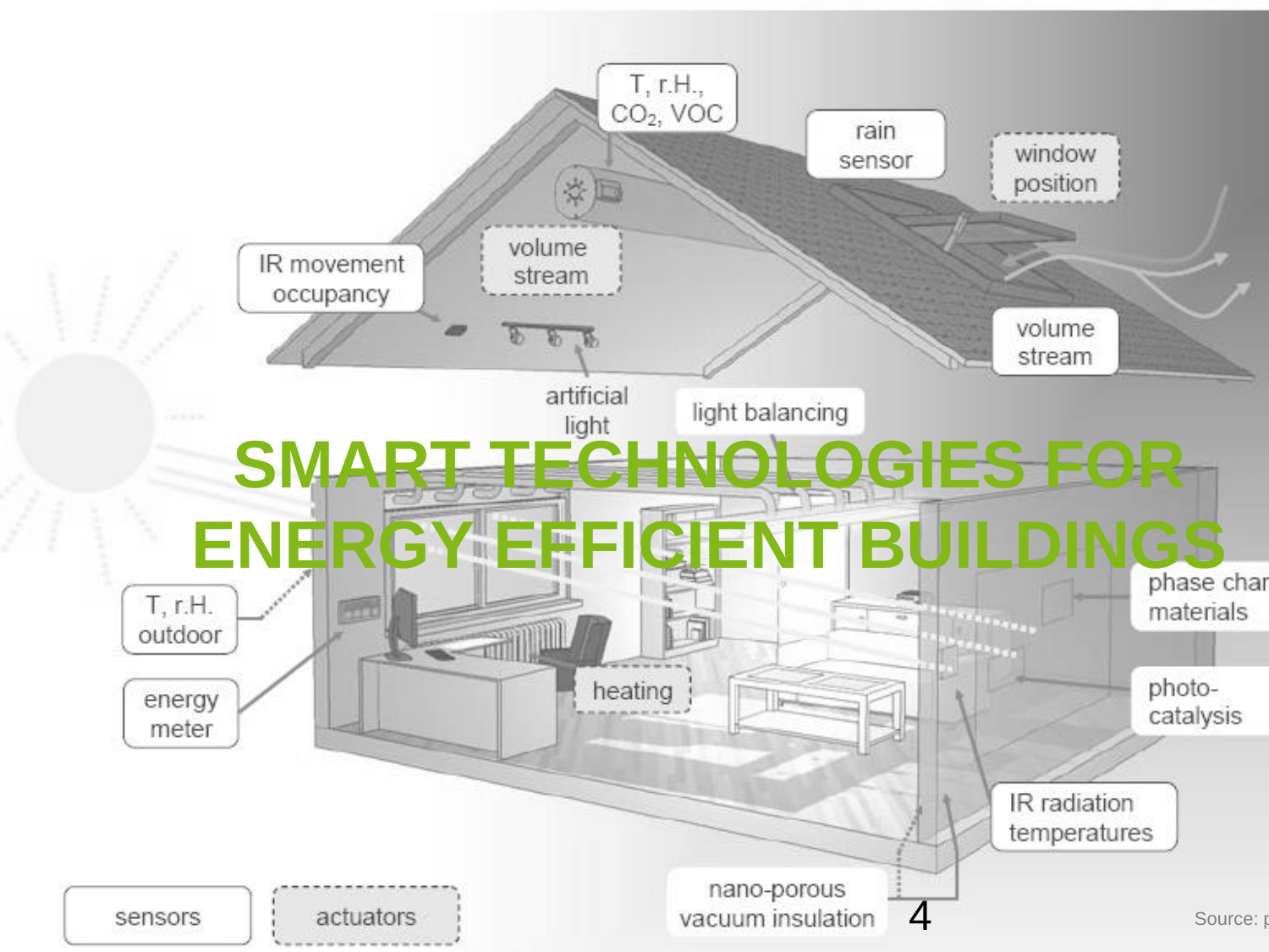# SMART TECHNOLOGIES FOR ENERGY EFFICIENT BUILDINGS

T, r.H., $CO_2$, VOC

rain sensor

window position

IR movement occupancy

volume stream

volume stream

artificial light

light balancing

T, r.H. outdoor

energy meter

heating

phase change materials

photo-catalysis

IR radiation temperatures

nano-porous vacuum insulation

sensors

actuators

Source: p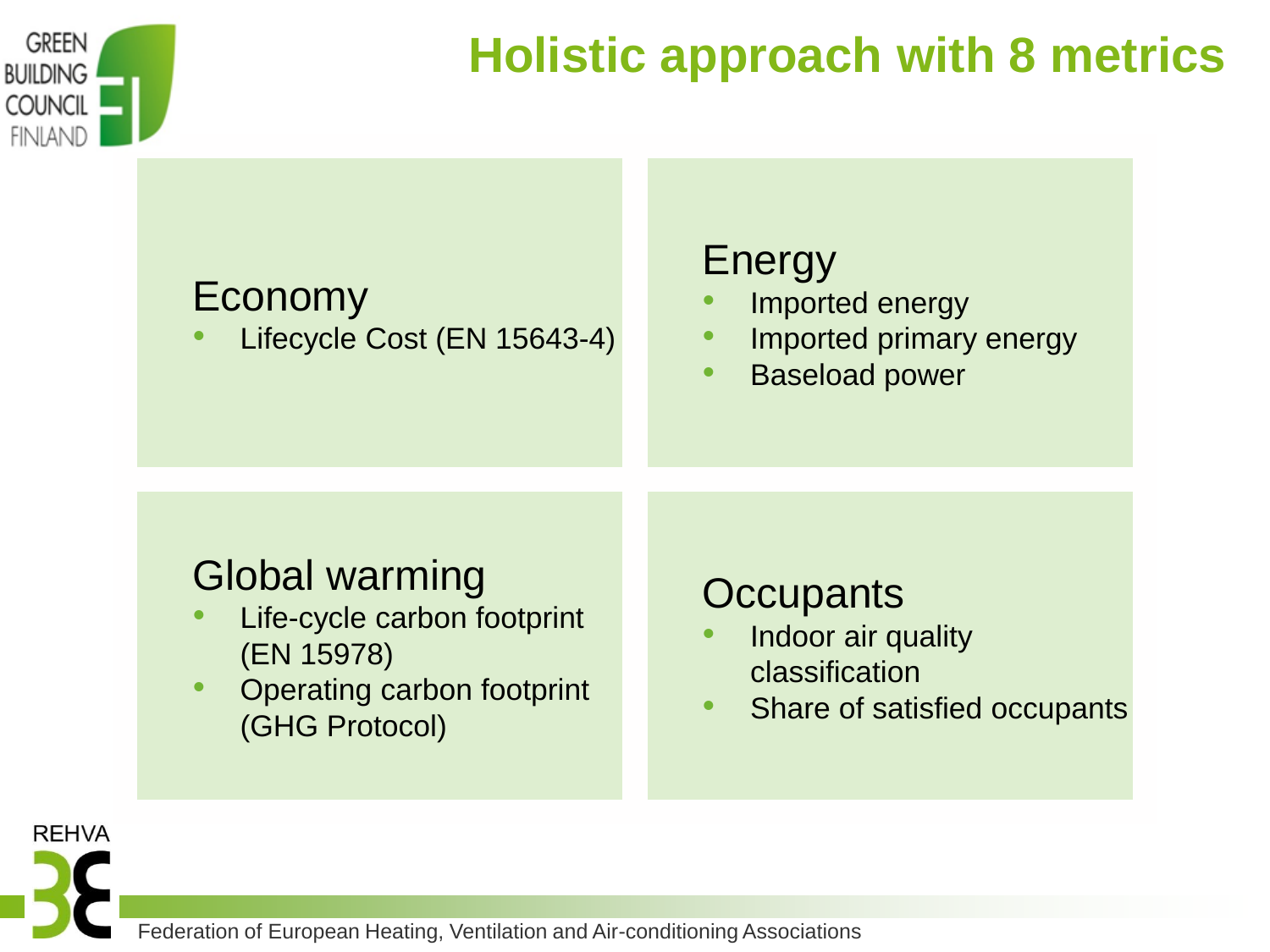# Holistic approach with 8 metrics

## Economy

- Lifecycle Cost (EN 15643-4)

## Energy

- Imported energy
- Imported primary energy
- Baseload power

## Global warming

- Life-cycle carbon footprint (EN 15978)
- Operating carbon footprint (GHG Protocol)

## Occupants

- Indoor air quality classification
- Share of satisfied occupants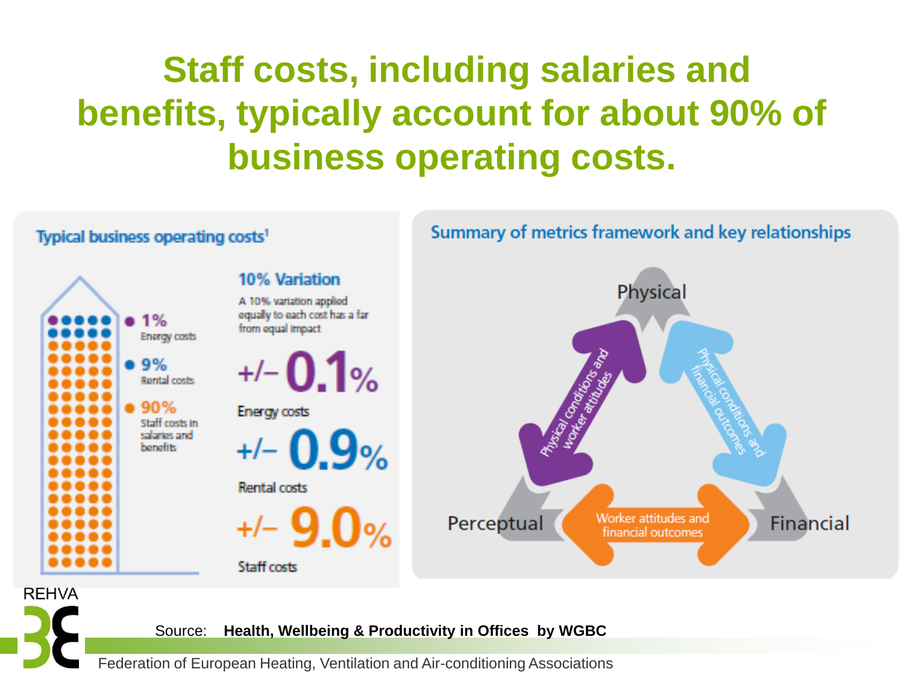# Staff costs, including salaries and benefits, typically account for about 90% of business operating costs.

## Typical business operating costs[1]

- 1% Energy costs
- 9% Rental costs
- 90% Staff costs in salaries and benefits

**10% Variation**

A 10% variation applied equally to each cost has a far from equal impact

**+/– 0.1%** Energy costs

**+/– 0.9%** Rental costs

**+/– 9.0%** Staff costs

## Summary of metrics framework and key relationships

- Physical
- Perceptual
- Financial
- Physical conditions and worker attitudes
- Physical conditions and financial outcomes
- Worker attitudes and financial outcomes

Source: **Health, Wellbeing & Productivity in Offices by WGBC**

REHVA

Federation of European Heating, Ventilation and Air-conditioning Associations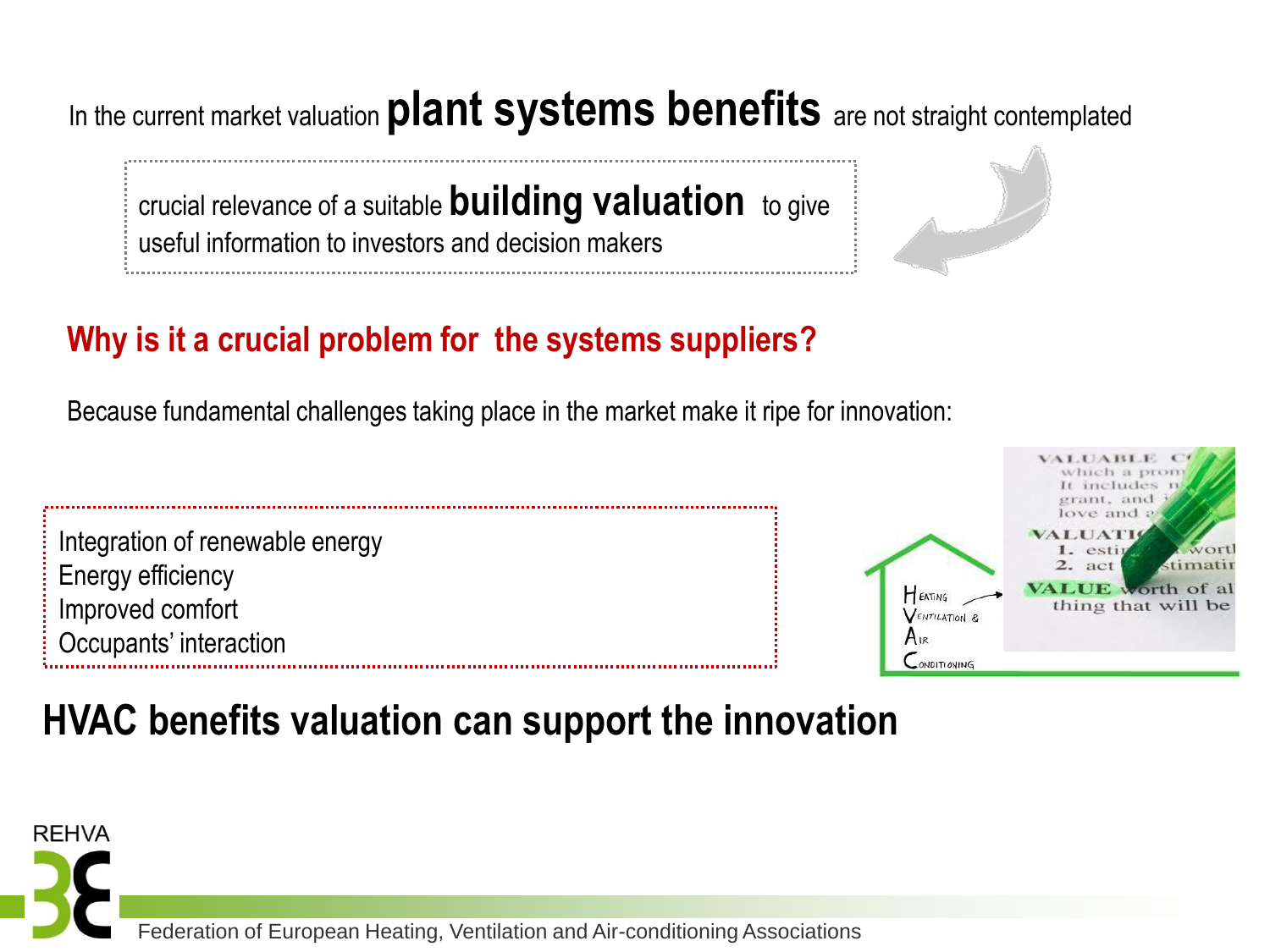In the current market valuation **plant systems benefits** are not straight contemplated

crucial relevance of a suitable **building valuation** to give useful information to investors and decision makers

## Why is it a crucial problem for the systems suppliers?

Because fundamental challenges taking place in the market make it ripe for innovation:

- Integration of renewable energy
- Energy efficiency
- Improved comfort
- Occupants' interaction

## HVAC benefits valuation can support the innovation